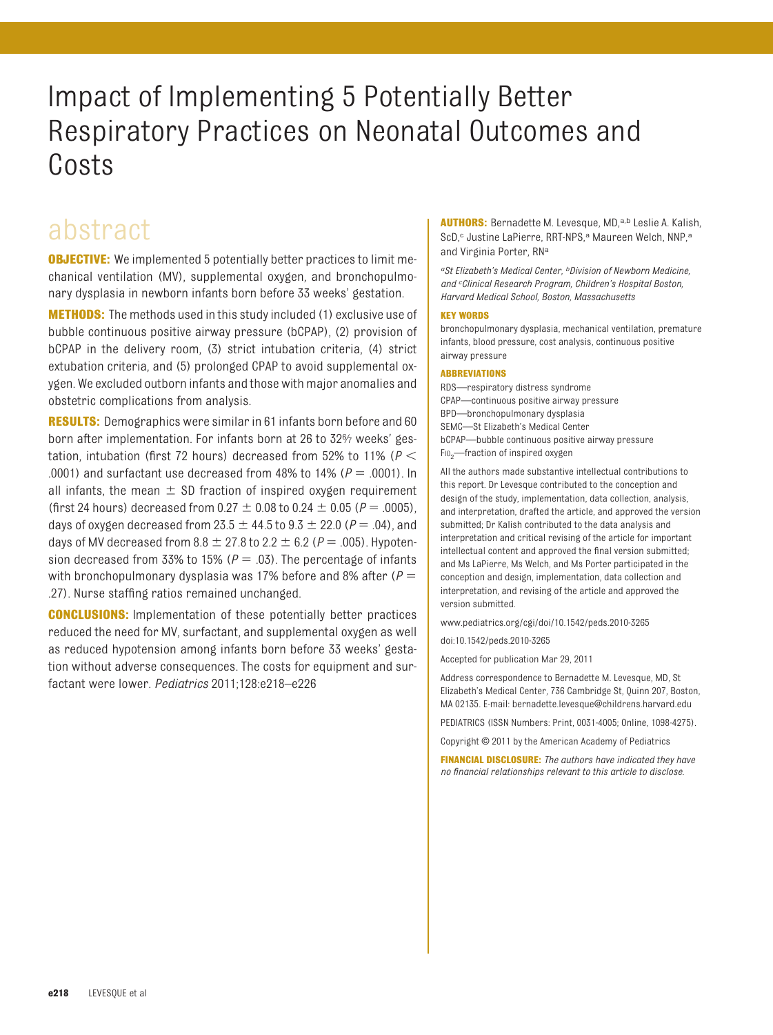# Impact of Implementing 5 Potentially Better Respiratory Practices on Neonatal Outcomes and Costs

## abstract

**OBJECTIVE:** We implemented 5 potentially better practices to limit mechanical ventilation (MV), supplemental oxygen, and bronchopulmonary dysplasia in newborn infants born before 33 weeks' gestation.

**METHODS:** The methods used in this study included (1) exclusive use of bubble continuous positive airway pressure (bCPAP), (2) provision of bCPAP in the delivery room, (3) strict intubation criteria, (4) strict extubation criteria, and (5) prolonged CPAP to avoid supplemental oxygen. We excluded outborn infants and those with major anomalies and obstetric complications from analysis.

**RESULTS:** Demographics were similar in 61 infants born before and 60 born after implementation. For infants born at 26 to 32 6/7 weeks' gestation, intubation (first 72 hours) decreased from 52% to 11% ($P < .0001$) and surfactant use decreased from 48% to 14% ($P = .0001$). In all infants, the mean ± SD fraction of inspired oxygen requirement (first 24 hours) decreased from 0.27 ± 0.08 to 0.24 ± 0.05 ($P = .0005$), days of oxygen decreased from 23.5 ± 44.5 to 9.3 ± 22.0 ($P = .04$), and days of MV decreased from 8.8 ± 27.8 to 2.2 ± 6.2 ($P = .005$). Hypotension decreased from 33% to 15% ($P = .03$). The percentage of infants with bronchopulmonary dysplasia was 17% before and 8% after ($P = .27$). Nurse staffing ratios remained unchanged.

**CONCLUSIONS:** Implementation of these potentially better practices reduced the need for MV, surfactant, and supplemental oxygen as well as reduced hypotension among infants born before 33 weeks' gestation without adverse consequences. The costs for equipment and surfactant were lower. *Pediatrics* 2011;128:e218–e226

**AUTHORS:** Bernadette M. Levesque, MD,[a,b] Leslie A. Kalish, ScD,[c] Justine LaPierre, RRT-NPS,[a] Maureen Welch, NNP,[a] and Virginia Porter, RN[a]

*[a]St Elizabeth's Medical Center, [b]Division of Newborn Medicine, and [c]Clinical Research Program, Children's Hospital Boston, Harvard Medical School, Boston, Massachusetts*

**KEY WORDS**

bronchopulmonary dysplasia, mechanical ventilation, premature infants, blood pressure, cost analysis, continuous positive airway pressure

**ABBREVIATIONS**

RDS—respiratory distress syndrome
CPAP—continuous positive airway pressure
BPD—bronchopulmonary dysplasia
SEMC—St Elizabeth's Medical Center
bCPAP—bubble continuous positive airway pressure
$FiO_2$—fraction of inspired oxygen

All the authors made substantive intellectual contributions to this report. Dr Levesque contributed to the conception and design of the study, implementation, data collection, analysis, and interpretation, drafted the article, and approved the version submitted; Dr Kalish contributed to the data analysis and interpretation and critical revising of the article for important intellectual content and approved the final version submitted; and Ms LaPierre, Ms Welch, and Ms Porter participated in the conception and design, implementation, data collection and interpretation, and revising of the article and approved the version submitted.

www.pediatrics.org/cgi/doi/10.1542/peds.2010-3265

doi:10.1542/peds.2010-3265

Accepted for publication Mar 29, 2011

Address correspondence to Bernadette M. Levesque, MD, St Elizabeth's Medical Center, 736 Cambridge St, Quinn 207, Boston, MA 02135. E-mail: bernadette.levesque@childrens.harvard.edu

PEDIATRICS (ISSN Numbers: Print, 0031-4005; Online, 1098-4275).

Copyright © 2011 by the American Academy of Pediatrics

**FINANCIAL DISCLOSURE:** *The authors have indicated they have no financial relationships relevant to this article to disclose.*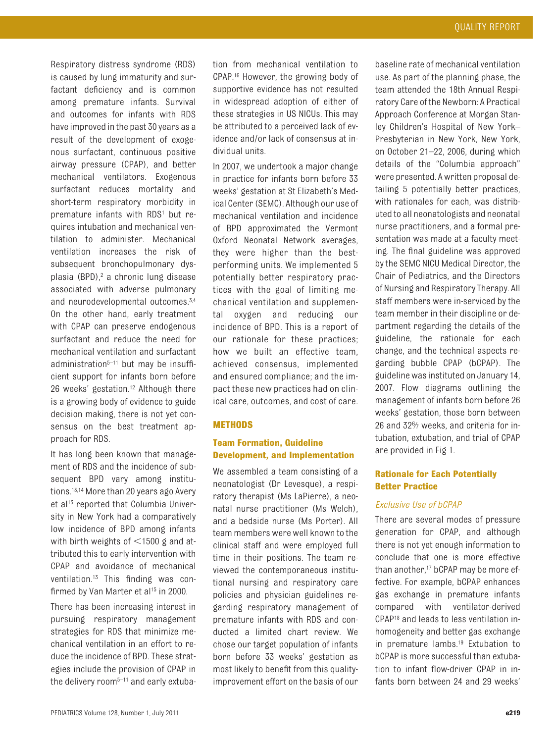Respiratory distress syndrome (RDS) is caused by lung immaturity and surfactant deficiency and is common among premature infants. Survival and outcomes for infants with RDS have improved in the past 30 years as a result of the development of exogenous surfactant, continuous positive airway pressure (CPAP), and better mechanical ventilators. Exogenous surfactant reduces mortality and short-term respiratory morbidity in premature infants with RDS[1] but requires intubation and mechanical ventilation to administer. Mechanical ventilation increases the risk of subsequent bronchopulmonary dysplasia (BPD),[2] a chronic lung disease associated with adverse pulmonary and neurodevelopmental outcomes.[3,4] On the other hand, early treatment with CPAP can preserve endogenous surfactant and reduce the need for mechanical ventilation and surfactant administration[5–11] but may be insufficient support for infants born before 26 weeks' gestation.[12] Although there is a growing body of evidence to guide decision making, there is not yet consensus on the best treatment approach for RDS.

It has long been known that management of RDS and the incidence of subsequent BPD vary among institutions.[13,14] More than 20 years ago Avery et al[13] reported that Columbia University in New York had a comparatively low incidence of BPD among infants with birth weights of <1500 g and attributed this to early intervention with CPAP and avoidance of mechanical ventilation.[13] This finding was confirmed by Van Marter et al[15] in 2000.

There has been increasing interest in pursuing respiratory management strategies for RDS that minimize mechanical ventilation in an effort to reduce the incidence of BPD. These strategies include the provision of CPAP in the delivery room[5–11] and early extubation from mechanical ventilation to CPAP.[16] However, the growing body of supportive evidence has not resulted in widespread adoption of either of these strategies in US NICUs. This may be attributed to a perceived lack of evidence and/or lack of consensus at individual units.

In 2007, we undertook a major change in practice for infants born before 33 weeks' gestation at St Elizabeth's Medical Center (SEMC). Although our use of mechanical ventilation and incidence of BPD approximated the Vermont Oxford Neonatal Network averages, they were higher than the best-performing units. We implemented 5 potentially better respiratory practices with the goal of limiting mechanical ventilation and supplemental oxygen and reducing our incidence of BPD. This is a report of our rationale for these practices; how we built an effective team, achieved consensus, implemented and ensured compliance; and the impact these new practices had on clinical care, outcomes, and cost of care.

## METHODS

### Team Formation, Guideline Development, and Implementation

We assembled a team consisting of a neonatologist (Dr Levesque), a respiratory therapist (Ms LaPierre), a neonatal nurse practitioner (Ms Welch), and a bedside nurse (Ms Porter). All team members were well known to the clinical staff and were employed full time in their positions. The team reviewed the contemporaneous institutional nursing and respiratory care policies and physician guidelines regarding respiratory management of premature infants with RDS and conducted a limited chart review. We chose our target population of infants born before 33 weeks' gestation as most likely to benefit from this quality-improvement effort on the basis of our baseline rate of mechanical ventilation use. As part of the planning phase, the team attended the 18th Annual Respiratory Care of the Newborn: A Practical Approach Conference at Morgan Stanley Children's Hospital of New York–Presbyterian in New York, New York, on October 21–22, 2006, during which details of the "Columbia approach" were presented. A written proposal detailing 5 potentially better practices, with rationales for each, was distributed to all neonatologists and neonatal nurse practitioners, and a formal presentation was made at a faculty meeting. The final guideline was approved by the SEMC NICU Medical Director, the Chair of Pediatrics, and the Directors of Nursing and Respiratory Therapy. All staff members were in-serviced by the team member in their discipline or department regarding the details of the guideline, the rationale for each change, and the technical aspects regarding bubble CPAP (bCPAP). The guideline was instituted on January 14, 2007. Flow diagrams outlining the management of infants born before 26 weeks' gestation, those born between 26 and 32 6/7 weeks, and criteria for intubation, extubation, and trial of CPAP are provided in Fig 1.

### Rationale for Each Potentially Better Practice

#### *Exclusive Use of bCPAP*

There are several modes of pressure generation for CPAP, and although there is not yet enough information to conclude that one is more effective than another,[17] bCPAP may be more effective. For example, bCPAP enhances gas exchange in premature infants compared with ventilator-derived CPAP[18] and leads to less ventilation inhomogeneity and better gas exchange in premature lambs.[19] Extubation to bCPAP is more successful than extubation to infant flow-driver CPAP in infants born between 24 and 29 weeks'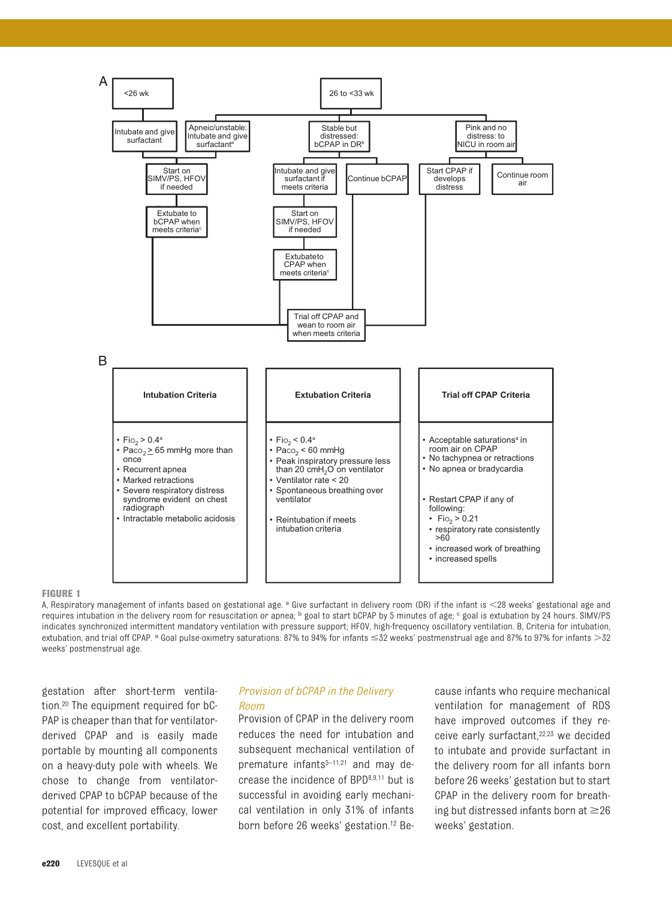A

<26 wk

26 to <33 wk

Intubate and give surfactant

Apneic/unstable: Intubate and give surfactant[a]

Stable but distressed: bCPAP in DR[b]

Pink and no distress: to NICU in room air

Start on SIMV/PS, HFOV if needed

Intubate and give surfactant if meets criteria

Continue bCPAP

Start CPAP if develops distress

Continue room air

Extubate to bCPAP when meets criteria[c]

Start on SIMV/PS, HFOV if needed

Extubate to CPAP when meets criteria[c]

Trial off CPAP and wean to room air when meets criteria

B

| Intubation Criteria | Extubation Criteria | Trial off CPAP Criteria |
|---|---|---|
| • $FiO_2$ > 0.4[a]<br>• $PaCO_2$ ≥ 65 mmHg more than once<br>• Recurrent apnea<br>• Marked retractions<br>• Severe respiratory distress syndrome evident on chest radiograph<br>• Intractable metabolic acidosis | • $FiO_2$ < 0.4[a]<br>• $PaCO_2$ < 60 mmHg<br>• Peak inspiratory pressure less than 20 cm$H_2O$ on ventilator<br>• Ventilator rate < 20<br>• Spontaneous breathing over ventilator<br><br>• Reintubation if meets intubation criteria | • Acceptable saturations[a] in room air on CPAP<br>• No tachypnea or retractions<br>• No apnea or bradycardia<br><br>• Restart CPAP if any of following:<br>  • $FiO_2$ > 0.21<br>  • respiratory rate consistently >60<br>  • increased work of breathing<br>  • increased spells |

**FIGURE 1**

A, Respiratory management of infants based on gestational age. [a] Give surfactant in delivery room (DR) if the infant is <28 weeks' gestational age and requires intubation in the delivery room for resuscitation or apnea; [b] goal to start bCPAP by 5 minutes of age; [c] goal is extubation by 24 hours. SIMV/PS indicates synchronized intermittent mandatory ventilation with pressure support; HFOV, high-frequency oscillatory ventilation. B, Criteria for intubation, extubation, and trial off CPAP. [a] Goal pulse-oximetry saturations: 87% to 94% for infants ≤32 weeks' postmenstrual age and 87% to 97% for infants >32 weeks' postmenstrual age.

gestation after short-term ventilation.[20] The equipment required for bCPAP is cheaper than that for ventilator-derived CPAP and is easily made portable by mounting all components on a heavy-duty pole with wheels. We chose to change from ventilator-derived CPAP to bCPAP because of the potential for improved efficacy, lower cost, and excellent portability.

### *Provision of bCPAP in the Delivery Room*

Provision of CPAP in the delivery room reduces the need for intubation and subsequent mechanical ventilation of premature infants[5–11,21] and may decrease the incidence of BPD[8,9,11] but is successful in avoiding early mechanical ventilation in only 31% of infants born before 26 weeks' gestation.[12] Because infants who require mechanical ventilation for management of RDS have improved outcomes if they receive early surfactant,[22,23] we decided to intubate and provide surfactant in the delivery room for all infants born before 26 weeks' gestation but to start CPAP in the delivery room for breathing but distressed infants born at ≥26 weeks' gestation.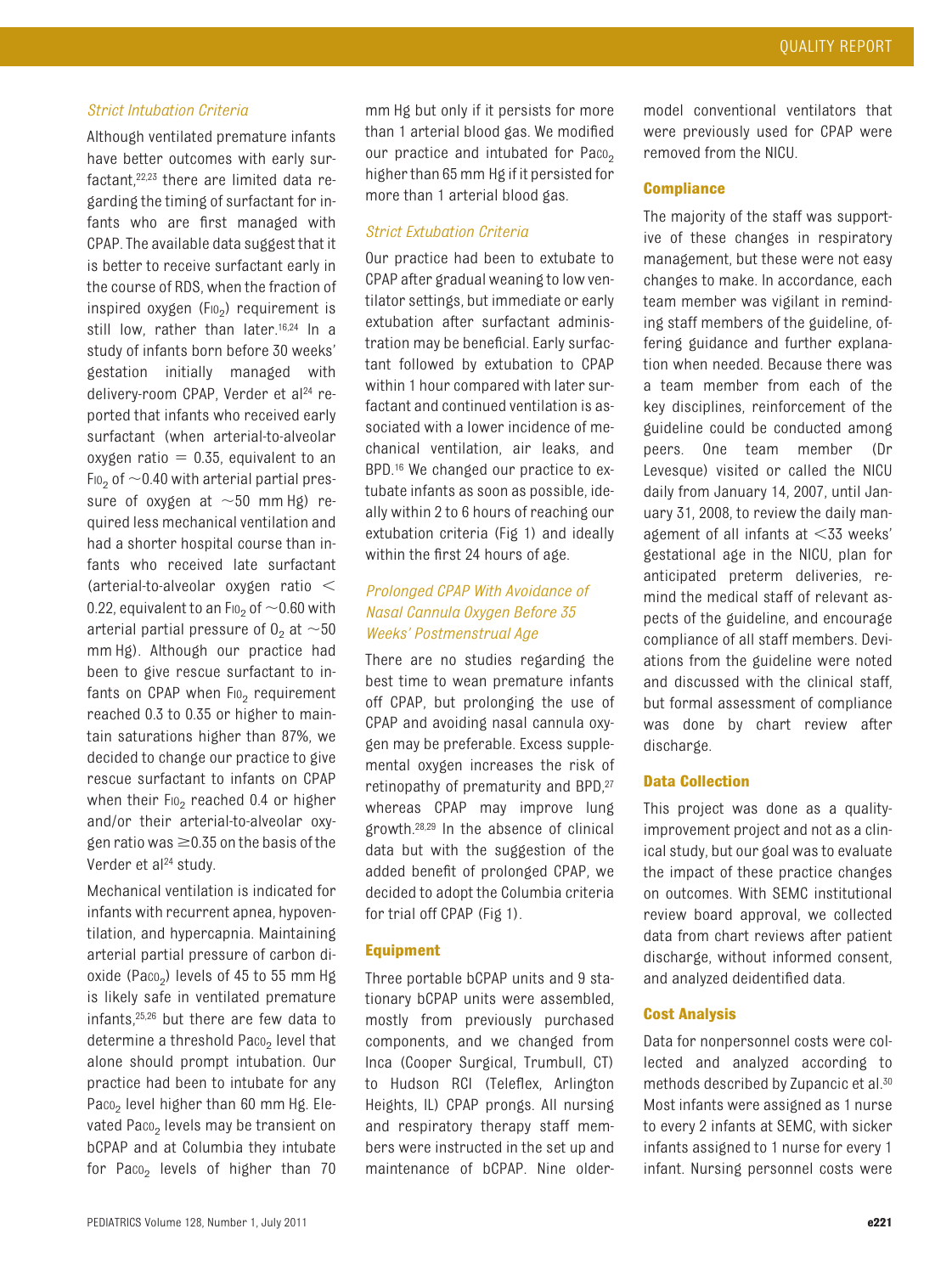### *Strict Intubation Criteria*

Although ventilated premature infants have better outcomes with early surfactant,[22,23] there are limited data regarding the timing of surfactant for infants who are first managed with CPAP. The available data suggest that it is better to receive surfactant early in the course of RDS, when the fraction of inspired oxygen ($F_{IO_2}$) requirement is still low, rather than later.[16,24] In a study of infants born before 30 weeks' gestation initially managed with delivery-room CPAP, Verder et al[24] reported that infants who received early surfactant (when arterial-to-alveolar oxygen ratio = 0.35, equivalent to an $F_{IO_2}$ of ~0.40 with arterial partial pressure of oxygen at ~50 mm Hg) required less mechanical ventilation and had a shorter hospital course than infants who received late surfactant (arterial-to-alveolar oxygen ratio < 0.22, equivalent to an $F_{IO_2}$ of ~0.60 with arterial partial pressure of $O_2$ at ~50 mm Hg). Although our practice had been to give rescue surfactant to infants on CPAP when $F_{IO_2}$ requirement reached 0.3 to 0.35 or higher to maintain saturations higher than 87%, we decided to change our practice to give rescue surfactant to infants on CPAP when their $F_{IO_2}$ reached 0.4 or higher and/or their arterial-to-alveolar oxygen ratio was ≥0.35 on the basis of the Verder et al[24] study.

Mechanical ventilation is indicated for infants with recurrent apnea, hypoventilation, and hypercapnia. Maintaining arterial partial pressure of carbon dioxide ($Pa_{CO_2}$) levels of 45 to 55 mm Hg is likely safe in ventilated premature infants,[25,26] but there are few data to determine a threshold $Pa_{CO_2}$ level that alone should prompt intubation. Our practice had been to intubate for any $Pa_{CO_2}$ level higher than 60 mm Hg. Elevated $Pa_{CO_2}$ levels may be transient on bCPAP and at Columbia they intubate for $Pa_{CO_2}$ levels of higher than 70 mm Hg but only if it persists for more than 1 arterial blood gas. We modified our practice and intubated for $Pa_{CO_2}$ higher than 65 mm Hg if it persisted for more than 1 arterial blood gas.

### *Strict Extubation Criteria*

Our practice had been to extubate to CPAP after gradual weaning to low ventilator settings, but immediate or early extubation after surfactant administration may be beneficial. Early surfactant followed by extubation to CPAP within 1 hour compared with later surfactant and continued ventilation is associated with a lower incidence of mechanical ventilation, air leaks, and BPD.[16] We changed our practice to extubate infants as soon as possible, ideally within 2 to 6 hours of reaching our extubation criteria (Fig 1) and ideally within the first 24 hours of age.

### *Prolonged CPAP With Avoidance of Nasal Cannula Oxygen Before 35 Weeks' Postmenstrual Age*

There are no studies regarding the best time to wean premature infants off CPAP, but prolonging the use of CPAP and avoiding nasal cannula oxygen may be preferable. Excess supplemental oxygen increases the risk of retinopathy of prematurity and BPD,[27] whereas CPAP may improve lung growth.[28,29] In the absence of clinical data but with the suggestion of the added benefit of prolonged CPAP, we decided to adopt the Columbia criteria for trial off CPAP (Fig 1).

### **Equipment**

Three portable bCPAP units and 9 stationary bCPAP units were assembled, mostly from previously purchased components, and we changed from Inca (Cooper Surgical, Trumbull, CT) to Hudson RCI (Teleflex, Arlington Heights, IL) CPAP prongs. All nursing and respiratory therapy staff members were instructed in the set up and maintenance of bCPAP. Nine older-model conventional ventilators that were previously used for CPAP were removed from the NICU.

### **Compliance**

The majority of the staff was supportive of these changes in respiratory management, but these were not easy changes to make. In accordance, each team member was vigilant in reminding staff members of the guideline, offering guidance and further explanation when needed. Because there was a team member from each of the key disciplines, reinforcement of the guideline could be conducted among peers. One team member (Dr Levesque) visited or called the NICU daily from January 14, 2007, until January 31, 2008, to review the daily management of all infants at <33 weeks' gestational age in the NICU, plan for anticipated preterm deliveries, remind the medical staff of relevant aspects of the guideline, and encourage compliance of all staff members. Deviations from the guideline were noted and discussed with the clinical staff, but formal assessment of compliance was done by chart review after discharge.

### **Data Collection**

This project was done as a quality-improvement project and not as a clinical study, but our goal was to evaluate the impact of these practice changes on outcomes. With SEMC institutional review board approval, we collected data from chart reviews after patient discharge, without informed consent, and analyzed deidentified data.

### **Cost Analysis**

Data for nonpersonnel costs were collected and analyzed according to methods described by Zupancic et al.[30] Most infants were assigned as 1 nurse to every 2 infants at SEMC, with sicker infants assigned to 1 nurse for every 1 infant. Nursing personnel costs were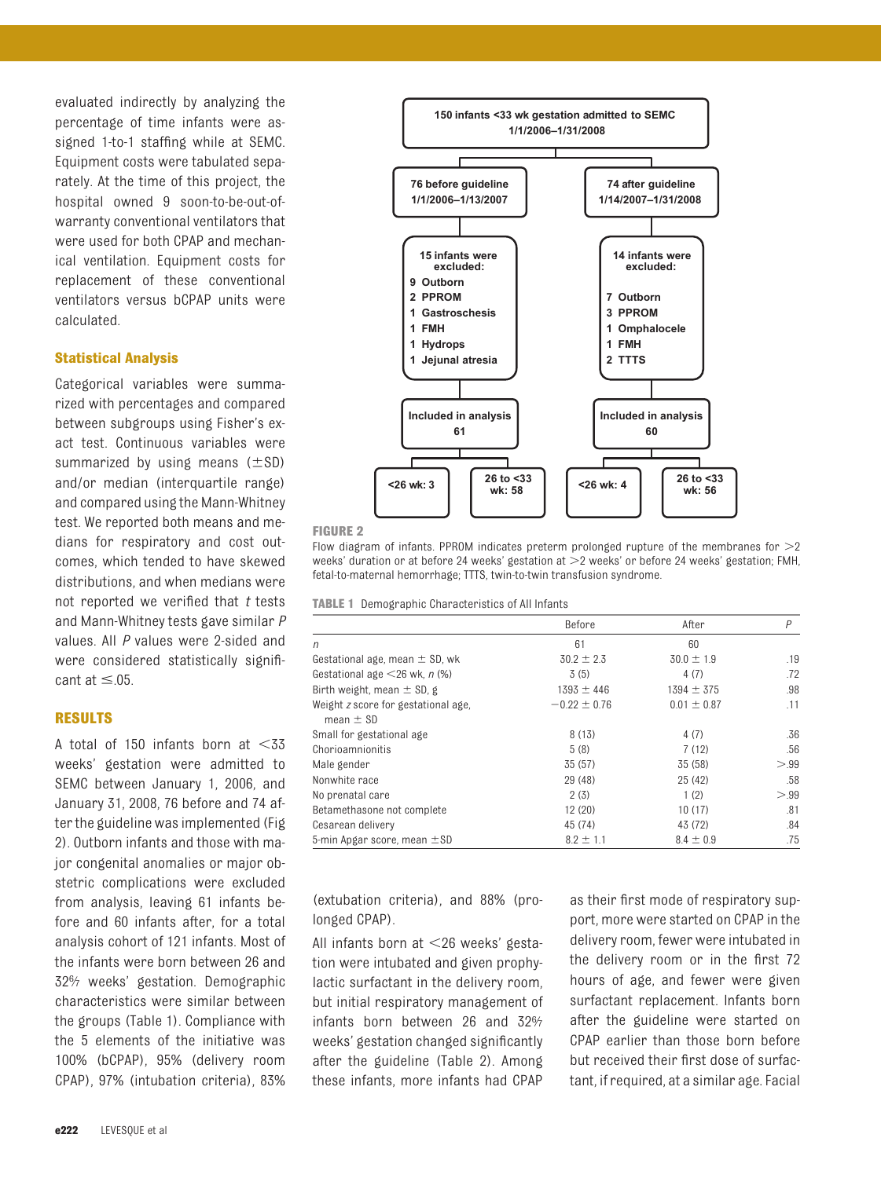evaluated indirectly by analyzing the percentage of time infants were assigned 1-to-1 staffing while at SEMC. Equipment costs were tabulated separately. At the time of this project, the hospital owned 9 soon-to-be-out-of-warranty conventional ventilators that were used for both CPAP and mechanical ventilation. Equipment costs for replacement of these conventional ventilators versus bCPAP units were calculated.

### Statistical Analysis

Categorical variables were summarized with percentages and compared between subgroups using Fisher's exact test. Continuous variables were summarized by using means (±SD) and/or median (interquartile range) and compared using the Mann-Whitney test. We reported both means and medians for respiratory and cost outcomes, which tended to have skewed distributions, and when medians were not reported we verified that *t* tests and Mann-Whitney tests gave similar *P* values. All *P* values were 2-sided and were considered statistically significant at ≤.05.

## RESULTS

A total of 150 infants born at <33 weeks' gestation were admitted to SEMC between January 1, 2006, and January 31, 2008, 76 before and 74 after the guideline was implemented (Fig 2). Outborn infants and those with major congenital anomalies or major obstetric complications were excluded from analysis, leaving 61 infants before and 60 infants after, for a total analysis cohort of 121 infants. Most of the infants were born between 26 and 32 6/7 weeks' gestation. Demographic characteristics were similar between the groups (Table 1). Compliance with the 5 elements of the initiative was 100% (bCPAP), 95% (delivery room CPAP), 97% (intubation criteria), 83% (extubation criteria), and 88% (prolonged CPAP).

All infants born at <26 weeks' gestation were intubated and given prophylactic surfactant in the delivery room, but initial respiratory management of infants born between 26 and 32 6/7 weeks' gestation changed significantly after the guideline (Table 2). Among these infants, more infants had CPAP as their first mode of respiratory support, more were started on CPAP in the delivery room, fewer were intubated in the delivery room or in the first 72 hours of age, and fewer were given surfactant replacement. Infants born after the guideline were started on CPAP earlier than those born before but received their first dose of surfactant, if required, at a similar age. Facial

150 infants <33 wk gestation admitted to SEMC 1/1/2006–1/31/2008

- 76 before guideline 1/1/2006–1/13/2007
  - 15 infants were excluded: 9 Outborn, 2 PPROM, 1 Gastroschesis, 1 FMH, 1 Hydrops, 1 Jejunal atresia
  - Included in analysis 61
    - <26 wk: 3
    - 26 to <33 wk: 58
- 74 after guideline 1/14/2007–1/31/2008
  - 14 infants were excluded: 7 Outborn, 3 PPROM, 1 Omphalocele, 1 FMH, 2 TTTS
  - Included in analysis 60
    - <26 wk: 4
    - 26 to <33 wk: 56

**FIGURE 2**

Flow diagram of infants. PPROM indicates preterm prolonged rupture of the membranes for >2 weeks' duration or at before 24 weeks' gestation at >2 weeks' or before 24 weeks' gestation; FMH, fetal-to-maternal hemorrhage; TTTS, twin-to-twin transfusion syndrome.

**TABLE 1** Demographic Characteristics of All Infants

| | Before | After | *P* |
|---|---|---|---|
| *n* | 61 | 60 | |
| Gestational age, mean ± SD, wk | 30.2 ± 2.3 | 30.0 ± 1.9 | .19 |
| Gestational age <26 wk, *n* (%) | 3 (5) | 4 (7) | .72 |
| Birth weight, mean ± SD, g | 1393 ± 446 | 1394 ± 375 | .98 |
| Weight *z* score for gestational age, mean ± SD | −0.22 ± 0.76 | 0.01 ± 0.87 | .11 |
| Small for gestational age | 8 (13) | 4 (7) | .36 |
| Chorioamnionitis | 5 (8) | 7 (12) | .56 |
| Male gender | 35 (57) | 35 (58) | >.99 |
| Nonwhite race | 29 (48) | 25 (42) | .58 |
| No prenatal care | 2 (3) | 1 (2) | >.99 |
| Betamethasone not complete | 12 (20) | 10 (17) | .81 |
| Cesarean delivery | 45 (74) | 43 (72) | .84 |
| 5-min Apgar score, mean ±SD | 8.2 ± 1.1 | 8.4 ± 0.9 | .75 |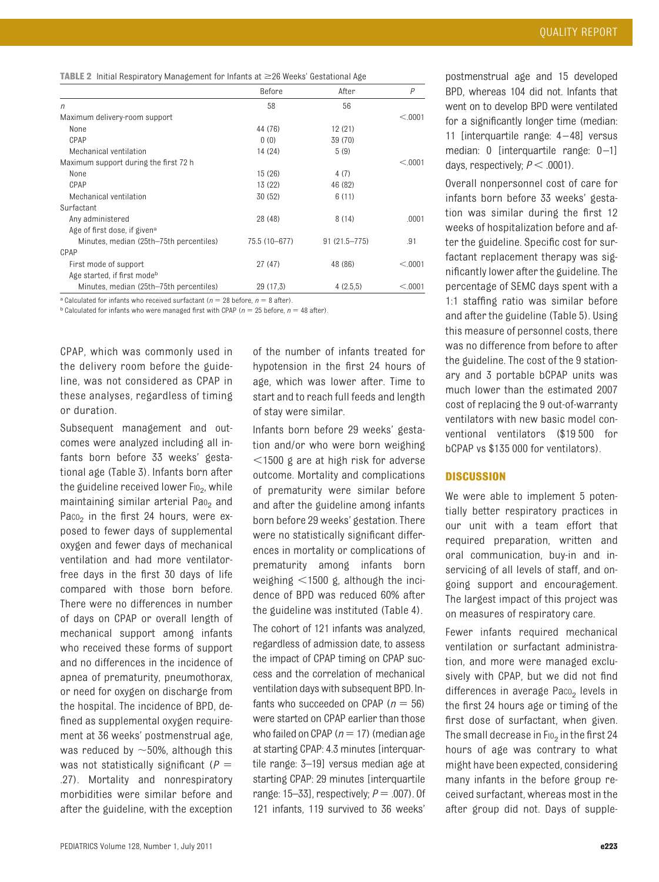**TABLE 2** Initial Respiratory Management for Infants at ≥26 Weeks' Gestational Age

| | Before | After | *P* |
|---|---|---|---|
| *n* | 58 | 56 | |
| Maximum delivery-room support | | | <.0001 |
| None | 44 (76) | 12 (21) | |
| CPAP | 0 (0) | 39 (70) | |
| Mechanical ventilation | 14 (24) | 5 (9) | |
| Maximum support during the first 72 h | | | <.0001 |
| None | 15 (26) | 4 (7) | |
| CPAP | 13 (22) | 46 (82) | |
| Mechanical ventilation | 30 (52) | 6 (11) | |
| Surfactant | | | |
| Any administered | 28 (48) | 8 (14) | .0001 |
| Age of first dose, if given[a] | | | |
| Minutes, median (25th–75th percentiles) | 75.5 (10–677) | 91 (21.5–775) | .91 |
| CPAP | | | |
| First mode of support | 27 (47) | 48 (86) | <.0001 |
| Age started, if first mode[b] | | | |
| Minutes, median (25th–75th percentiles) | 29 (17,3) | 4 (2.5,5) | <.0001 |

[a] Calculated for infants who received surfactant ($n = 28$ before, $n = 8$ after).
[b] Calculated for infants who were managed first with CPAP ($n = 25$ before, $n = 48$ after).

CPAP, which was commonly used in the delivery room before the guideline, was not considered as CPAP in these analyses, regardless of timing or duration.

Subsequent management and outcomes were analyzed including all infants born before 33 weeks' gestational age (Table 3). Infants born after the guideline received lower $F_{IO_2}$, while maintaining similar arterial $Pa_{O_2}$ and $Pa_{CO_2}$ in the first 24 hours, were exposed to fewer days of supplemental oxygen and fewer days of mechanical ventilation and had more ventilator-free days in the first 30 days of life compared with those born before. There were no differences in number of days on CPAP or overall length of mechanical support among infants who received these forms of support and no differences in the incidence of apnea of prematurity, pneumothorax, or need for oxygen on discharge from the hospital. The incidence of BPD, defined as supplemental oxygen requirement at 36 weeks' postmenstrual age, was reduced by ~50%, although this was not statistically significant ($P = .27$). Mortality and nonrespiratory morbidities were similar before and after the guideline, with the exception of the number of infants treated for hypotension in the first 24 hours of age, which was lower after. Time to start and to reach full feeds and length of stay were similar.

Infants born before 29 weeks' gestation and/or who were born weighing <1500 g are at high risk for adverse outcome. Mortality and complications of prematurity were similar before and after the guideline among infants born before 29 weeks' gestation. There were no statistically significant differences in mortality or complications of prematurity among infants born weighing <1500 g, although the incidence of BPD was reduced 60% after the guideline was instituted (Table 4).

The cohort of 121 infants was analyzed, regardless of admission date, to assess the impact of CPAP timing on CPAP success and the correlation of mechanical ventilation days with subsequent BPD. Infants who succeeded on CPAP ($n = 56$) were started on CPAP earlier than those who failed on CPAP ($n = 17$) (median age at starting CPAP: 4.3 minutes [interquartile range: 3–19] versus median age at starting CPAP: 29 minutes [interquartile range: 15–33], respectively; $P = .007$). Of 121 infants, 119 survived to 36 weeks' postmenstrual age and 15 developed BPD, whereas 104 did not. Infants that went on to develop BPD were ventilated for a significantly longer time (median: 11 [interquartile range: 4–48] versus median: 0 [interquartile range: 0–1] days, respectively; $P < .0001$).

Overall nonpersonnel cost of care for infants born before 33 weeks' gestation was similar during the first 12 weeks of hospitalization before and after the guideline. Specific cost for surfactant replacement therapy was significantly lower after the guideline. The percentage of SEMC days spent with a 1:1 staffing ratio was similar before and after the guideline (Table 5). Using this measure of personnel costs, there was no difference from before to after the guideline. The cost of the 9 stationary and 3 portable bCPAP units was much lower than the estimated 2007 cost of replacing the 9 out-of-warranty ventilators with new basic model conventional ventilators ($19 500 for bCPAP vs $135 000 for ventilators).

## DISCUSSION

We were able to implement 5 potentially better respiratory practices in our unit with a team effort that required preparation, written and oral communication, buy-in and inservicing of all levels of staff, and ongoing support and encouragement. The largest impact of this project was on measures of respiratory care.

Fewer infants required mechanical ventilation or surfactant administration, and more were managed exclusively with CPAP, but we did not find differences in average $Pa_{CO_2}$ levels in the first 24 hours age or timing of the first dose of surfactant, when given. The small decrease in $F_{IO_2}$ in the first 24 hours of age was contrary to what might have been expected, considering many infants in the before group received surfactant, whereas most in the after group did not. Days of supple-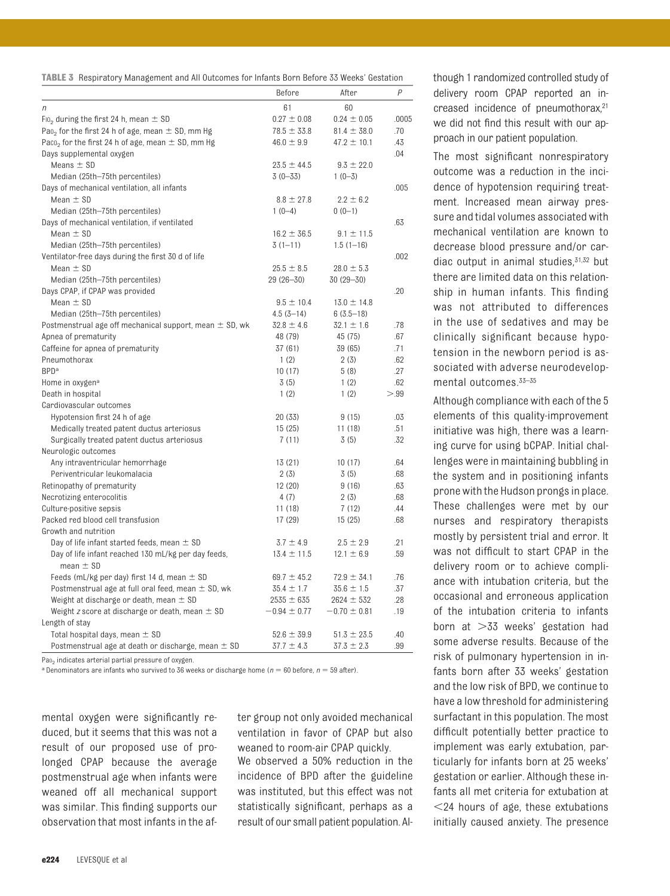**TABLE 3** Respiratory Management and All Outcomes for Infants Born Before 33 Weeks' Gestation

| | Before | After | P |
|---|---|---|---|
| n | 61 | 60 | |
| $FiO_2$ during the first 24 h, mean ± SD | 0.27 ± 0.08 | 0.24 ± 0.05 | .0005 |
| $PaO_2$ for the first 24 h of age, mean ± SD, mm Hg | 78.5 ± 33.8 | 81.4 ± 38.0 | .70 |
| $PaCO_2$ for the first 24 h of age, mean ± SD, mm Hg | 46.0 ± 9.9 | 47.2 ± 10.1 | .43 |
| Days supplemental oxygen | | | .04 |
| Means ± SD | 23.5 ± 44.5 | 9.3 ± 22.0 | |
| Median (25th–75th percentiles) | 3 (0–33) | 1 (0–3) | |
| Days of mechanical ventilation, all infants | | | .005 |
| Mean ± SD | 8.8 ± 27.8 | 2.2 ± 6.2 | |
| Median (25th–75th percentiles) | 1 (0–4) | 0 (0–1) | |
| Days of mechanical ventilation, if ventilated | | | .63 |
| Mean ± SD | 16.2 ± 36.5 | 9.1 ± 11.5 | |
| Median (25th–75th percentiles) | 3 (1–11) | 1.5 (1–16) | |
| Ventilator-free days during the first 30 d of life | | | .002 |
| Mean ± SD | 25.5 ± 8.5 | 28.0 ± 5.3 | |
| Median (25th–75th percentiles) | 29 (26–30) | 30 (29–30) | |
| Days CPAP, if CPAP was provided | | | .20 |
| Mean ± SD | 9.5 ± 10.4 | 13.0 ± 14.8 | |
| Median (25th–75th percentiles) | 4.5 (3–14) | 6 (3.5–18) | |
| Postmenstrual age off mechanical support, mean ± SD, wk | 32.8 ± 4.6 | 32.1 ± 1.6 | .78 |
| Apnea of prematurity | 48 (79) | 45 (75) | .67 |
| Caffeine for apnea of prematurity | 37 (61) | 39 (65) | .71 |
| Pneumothorax | 1 (2) | 2 (3) | .62 |
| BPD[a] | 10 (17) | 5 (8) | .27 |
| Home in oxygen[a] | 3 (5) | 1 (2) | .62 |
| Death in hospital | 1 (2) | 1 (2) | >.99 |
| Cardiovascular outcomes | | | |
| Hypotension first 24 h of age | 20 (33) | 9 (15) | .03 |
| Medically treated patent ductus arteriosus | 15 (25) | 11 (18) | .51 |
| Surgically treated patent ductus arteriosus | 7 (11) | 3 (5) | .32 |
| Neurologic outcomes | | | |
| Any intraventricular hemorrhage | 13 (21) | 10 (17) | .64 |
| Periventricular leukomalacia | 2 (3) | 3 (5) | .68 |
| Retinopathy of prematurity | 12 (20) | 9 (16) | .63 |
| Necrotizing enterocolitis | 4 (7) | 2 (3) | .68 |
| Culture-positive sepsis | 11 (18) | 7 (12) | .44 |
| Packed red blood cell transfusion | 17 (29) | 15 (25) | .68 |
| Growth and nutrition | | | |
| Day of life infant started feeds, mean ± SD | 3.7 ± 4.9 | 2.5 ± 2.9 | .21 |
| Day of life infant reached 130 mL/kg per day feeds, mean ± SD | 13.4 ± 11.5 | 12.1 ± 6.9 | .59 |
| Feeds (mL/kg per day) first 14 d, mean ± SD | 69.7 ± 45.2 | 72.9 ± 34.1 | .76 |
| Postmenstrual age at full oral feed, mean ± SD, wk | 35.4 ± 1.7 | 35.6 ± 1.5 | .37 |
| Weight at discharge or death, mean ± SD | 2535 ± 635 | 2624 ± 532 | .28 |
| Weight z score at discharge or death, mean ± SD | −0.94 ± 0.77 | −0.70 ± 0.81 | .19 |
| Length of stay | | | |
| Total hospital days, mean ± SD | 52.6 ± 39.9 | 51.3 ± 23.5 | .40 |
| Postmenstrual age at death or discharge, mean ± SD | 37.7 ± 4.3 | 37.3 ± 2.3 | .99 |

$PaO_2$ indicates arterial partial pressure of oxygen.

[a] Denominators are infants who survived to 36 weeks or discharge home ($n = 60$ before, $n = 59$ after).

mental oxygen were significantly reduced, but it seems that this was not a result of our proposed use of prolonged CPAP because the average postmenstrual age when infants were weaned off all mechanical support was similar. This finding supports our observation that most infants in the after group not only avoided mechanical ventilation in favor of CPAP but also weaned to room-air CPAP quickly.

We observed a 50% reduction in the incidence of BPD after the guideline was instituted, but this effect was not statistically significant, perhaps as a result of our small patient population. Although 1 randomized controlled study of delivery room CPAP reported an increased incidence of pneumothorax,[21] we did not find this result with our approach in our patient population.

The most significant nonrespiratory outcome was a reduction in the incidence of hypotension requiring treatment. Increased mean airway pressure and tidal volumes associated with mechanical ventilation are known to decrease blood pressure and/or cardiac output in animal studies,[31,32] but there are limited data on this relationship in human infants. This finding was not attributed to differences in the use of sedatives and may be clinically significant because hypotension in the newborn period is associated with adverse neurodevelopmental outcomes.[33–35]

Although compliance with each of the 5 elements of this quality-improvement initiative was high, there was a learning curve for using bCPAP. Initial challenges were in maintaining bubbling in the system and in positioning infants prone with the Hudson prongs in place. These challenges were met by our nurses and respiratory therapists mostly by persistent trial and error. It was not difficult to start CPAP in the delivery room or to achieve compliance with intubation criteria, but the occasional and erroneous application of the intubation criteria to infants born at >33 weeks' gestation had some adverse results. Because of the risk of pulmonary hypertension in infants born after 33 weeks' gestation and the low risk of BPD, we continue to have a low threshold for administering surfactant in this population. The most difficult potentially better practice to implement was early extubation, particularly for infants born at 25 weeks' gestation or earlier. Although these infants all met criteria for extubation at <24 hours of age, these extubations initially caused anxiety. The presence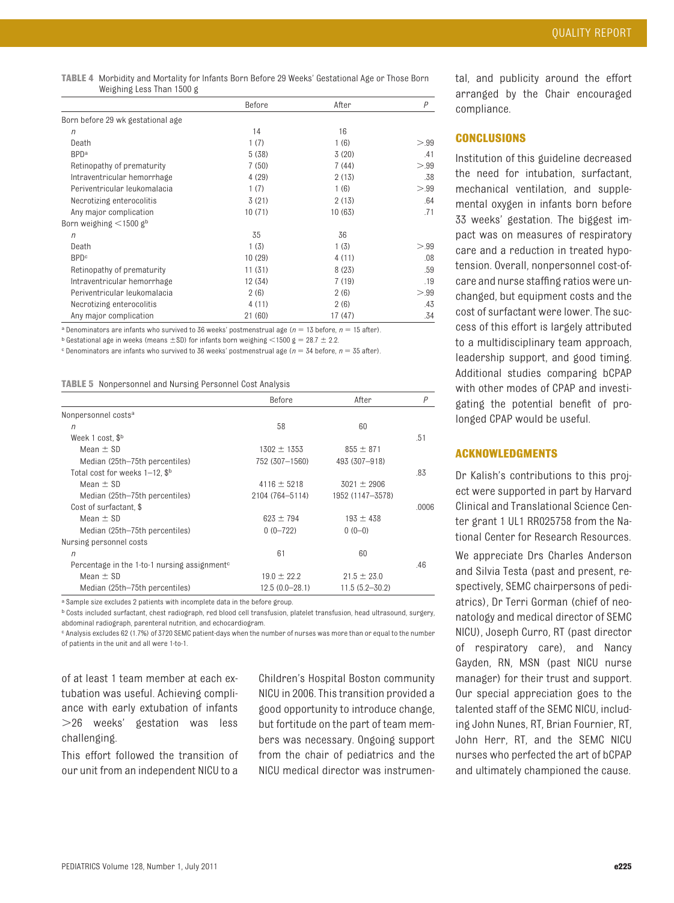**TABLE 4** Morbidity and Mortality for Infants Born Before 29 Weeks' Gestational Age or Those Born Weighing Less Than 1500 g

| | Before | After | *P* |
|---|---|---|---|
| Born before 29 wk gestational age | | | |
| *n* | 14 | 16 | |
| Death | 1 (7) | 1 (6) | >.99 |
| BPD[a] | 5 (38) | 3 (20) | .41 |
| Retinopathy of prematurity | 7 (50) | 7 (44) | >.99 |
| Intraventricular hemorrhage | 4 (29) | 2 (13) | .38 |
| Periventricular leukomalacia | 1 (7) | 1 (6) | >.99 |
| Necrotizing enterocolitis | 3 (21) | 2 (13) | .64 |
| Any major complication | 10 (71) | 10 (63) | .71 |
| Born weighing <1500 g[b] | | | |
| *n* | 35 | 36 | |
| Death | 1 (3) | 1 (3) | >.99 |
| BPD[c] | 10 (29) | 4 (11) | .08 |
| Retinopathy of prematurity | 11 (31) | 8 (23) | .59 |
| Intraventricular hemorrhage | 12 (34) | 7 (19) | .19 |
| Periventricular leukomalacia | 2 (6) | 2 (6) | >.99 |
| Necrotizing enterocolitis | 4 (11) | 2 (6) | .43 |
| Any major complication | 21 (60) | 17 (47) | .34 |

[a] Denominators are infants who survived to 36 weeks' postmenstrual age ($n = 13$ before, $n = 15$ after).

[b] Gestational age in weeks (means ±SD) for infants born weighing <1500 g = 28.7 ± 2.2.

[c] Denominators are infants who survived to 36 weeks' postmenstrual age ($n = 34$ before, $n = 35$ after).

**TABLE 5** Nonpersonnel and Nursing Personnel Cost Analysis

| | Before | After | *P* |
|---|---|---|---|
| Nonpersonnel costs[a] | | | |
| *n* | 58 | 60 | |
| Week 1 cost, $[b] | | | .51 |
| Mean ± SD | 1302 ± 1353 | 855 ± 871 | |
| Median (25th–75th percentiles) | 752 (307–1560) | 493 (307–918) | |
| Total cost for weeks 1–12, $[b] | | | .83 |
| Mean ± SD | 4116 ± 5218 | 3021 ± 2906 | |
| Median (25th–75th percentiles) | 2104 (764–5114) | 1952 (1147–3578) | |
| Cost of surfactant, $ | | | .0006 |
| Mean ± SD | 623 ± 794 | 193 ± 438 | |
| Median (25th–75th percentiles) | 0 (0–722) | 0 (0–0) | |
| Nursing personnel costs | | | |
| *n* | 61 | 60 | |
| Percentage in the 1-to-1 nursing assignment[c] | | | .46 |
| Mean ± SD | 19.0 ± 22.2 | 21.5 ± 23.0 | |
| Median (25th–75th percentiles) | 12.5 (0.0–28.1) | 11.5 (5.2–30.2) | |

[a] Sample size excludes 2 patients with incomplete data in the before group.

[b] Costs included surfactant, chest radiograph, red blood cell transfusion, platelet transfusion, head ultrasound, surgery, abdominal radiograph, parenteral nutrition, and echocardiogram.

[c] Analysis excludes 62 (1.7%) of 3720 SEMC patient-days when the number of nurses was more than or equal to the number of patients in the unit and all were 1-to-1.

of at least 1 team member at each extubation was useful. Achieving compliance with early extubation of infants >26 weeks' gestation was less challenging.

This effort followed the transition of our unit from an independent NICU to a Children's Hospital Boston community NICU in 2006. This transition provided a good opportunity to introduce change, but fortitude on the part of team members was necessary. Ongoing support from the chair of pediatrics and the NICU medical director was instrumental, and publicity around the effort arranged by the Chair encouraged compliance.

## CONCLUSIONS

Institution of this guideline decreased the need for intubation, surfactant, mechanical ventilation, and supplemental oxygen in infants born before 33 weeks' gestation. The biggest impact was on measures of respiratory care and a reduction in treated hypotension. Overall, nonpersonnel cost-of-care and nurse staffing ratios were unchanged, but equipment costs and the cost of surfactant were lower. The success of this effort is largely attributed to a multidisciplinary team approach, leadership support, and good timing. Additional studies comparing bCPAP with other modes of CPAP and investigating the potential benefit of prolonged CPAP would be useful.

## ACKNOWLEDGMENTS

Dr Kalish's contributions to this project were supported in part by Harvard Clinical and Translational Science Center grant 1 UL1 RR025758 from the National Center for Research Resources.

We appreciate Drs Charles Anderson and Silvia Testa (past and present, respectively, SEMC chairpersons of pediatrics), Dr Terri Gorman (chief of neonatology and medical director of SEMC NICU), Joseph Curro, RT (past director of respiratory care), and Nancy Gayden, RN, MSN (past NICU nurse manager) for their trust and support. Our special appreciation goes to the talented staff of the SEMC NICU, including John Nunes, RT, Brian Fournier, RT, John Herr, RT, and the SEMC NICU nurses who perfected the art of bCPAP and ultimately championed the cause.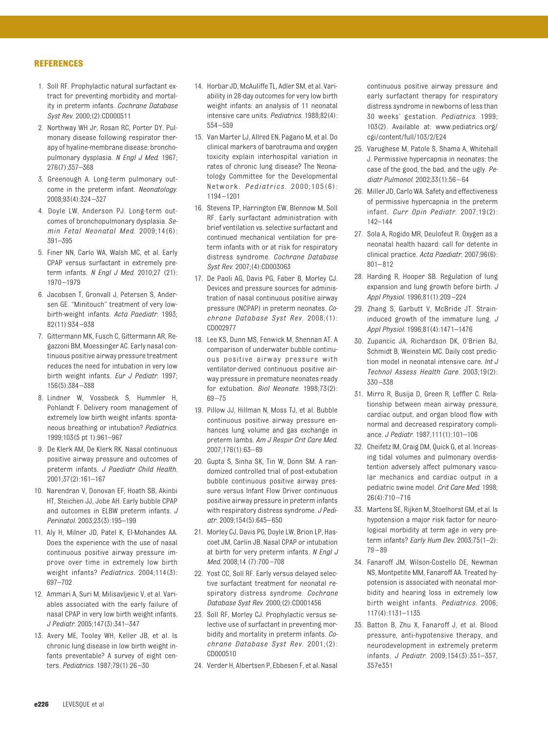## REFERENCES

1. Soll RF. Prophylactic natural surfactant extract for preventing morbidity and mortality in preterm infants. *Cochrane Database Syst Rev*. 2000;(2):CD000511
2. Northway WH Jr, Rosan RC, Porter DY. Pulmonary disease following respirator therapy of hyaline-membrane disease: bronchopulmonary dysplasia. *N Engl J Med*. 1967;276(7):357–368
3. Greenough A. Long-term pulmonary outcome in the preterm infant. *Neonatology*. 2008;93(4):324–327
4. Doyle LW, Anderson PJ. Long-term outcomes of bronchopulmonary dysplasia. *Semin Fetal Neonatal Med*. 2009;14(6):391–395
5. Finer NN, Carlo WA, Walsh MC, et al. Early CPAP versus surfactant in extremely preterm infants. *N Engl J Med*. 2010;27 (21):1970–1979
6. Jacobsen T, Gronvall J, Petersen S, Andersen GE. "Minitouch" treatment of very low-birth-weight infants. *Acta Paediatr*. 1993;82(11):934–938
7. Gittermann MK, Fusch C, Gittermann AR, Regazzoni BM, Moessinger AC. Early nasal continuous positive airway pressure treatment reduces the need for intubation in very low birth weight infants. *Eur J Pediatr*. 1997;156(5):384–388
8. Lindner W, Vossbeck S, Hummler H, Pohlandt F. Delivery room management of extremely low birth weight infants: spontaneous breathing or intubation? *Pediatrics*. 1999;103(5 pt 1):961–967
9. De Klerk AM, De Klerk RK. Nasal continuous positive airway pressure and outcomes of preterm infants. *J Paediatr Child Health*. 2001;37(2):161–167
10. Narendran V, Donovan EF, Hoath SB, Akinbi HT, Steichen JJ, Jobe AH. Early bubble CPAP and outcomes in ELBW preterm infants. *J Perinatol*. 2003;23(3):195–199
11. Aly H, Milner JD, Patel K, El-Mohandes AA. Does the experience with the use of nasal continuous positive airway pressure improve over time in extremely low birth weight infants? *Pediatrics*. 2004;114(3):697–702
12. Ammari A, Suri M, Milisavljevic V, et al. Variables associated with the early failure of nasal CPAP in very low birth weight infants. *J Pediatr*. 2005;147(3):341–347
13. Avery ME, Tooley WH, Keller JB, et al. Is chronic lung disease in low birth weight infants preventable? A survey of eight centers. *Pediatrics*. 1987;79(1):26–30
14. Horbar JD, McAuliffe TL, Adler SM, et al. Variability in 28-day outcomes for very low birth weight infants: an analysis of 11 neonatal intensive care units. *Pediatrics*. 1988;82(4):554–559
15. Van Marter LJ, Allred EN, Pagano M, et al. Do clinical markers of barotrauma and oxygen toxicity explain interhospital variation in rates of chronic lung disease? The Neonatology Committee for the Developmental Network. *Pediatrics*. 2000;105(6):1194–1201
16. Stevens TP, Harrington EW, Blennow M, Soll RF. Early surfactant administration with brief ventilation vs. selective surfactant and continued mechanical ventilation for preterm infants with or at risk for respiratory distress syndrome. *Cochrane Database Syst Rev*. 2007;(4):CD003063
17. De Paoli AG, Davis PG, Faber B, Morley CJ. Devices and pressure sources for administration of nasal continuous positive airway pressure (NCPAP) in preterm neonates. *Cochrane Database Syst Rev*. 2008;(1):CD002977
18. Lee KS, Dunn MS, Fenwick M, Shennan AT. A comparison of underwater bubble continuous positive airway pressure with ventilator-derived continuous positive airway pressure in premature neonates ready for extubation. *Biol Neonate*. 1998;73(2):69–75
19. Pillow JJ, Hillman N, Moss TJ, et al. Bubble continuous positive airway pressure enhances lung volume and gas exchange in preterm lambs. *Am J Respir Crit Care Med*. 2007;176(1):63–69
20. Gupta S, Sinha SK, Tin W, Donn SM. A randomized controlled trial of post-extubation bubble continuous positive airway pressure versus Infant Flow Driver continuous positive airway pressure in preterm infants with respiratory distress syndrome. *J Pediatr*. 2009;154(5):645–650
21. Morley CJ, Davis PG, Doyle LW, Brion LP, Hascoet JM, Carlin JB. Nasal CPAP or intubation at birth for very preterm infants. *N Engl J Med*. 2008;14 (7):700–708
22. Yost CC, Soll RF. Early versus delayed selective surfactant treatment for neonatal respiratory distress syndrome. *Cochrane Database Syst Rev*. 2000;(2):CD001456
23. Soll RF, Morley CJ. Prophylactic versus selective use of surfactant in preventing morbidity and mortality in preterm infants. *Cochrane Database Syst Rev*. 2001;(2):CD000510
24. Verder H, Albertsen P, Ebbesen F, et al. Nasal continuous positive airway pressure and early surfactant therapy for respiratory distress syndrome in newborns of less than 30 weeks' gestation. *Pediatrics*. 1999;103(2). Available at: www.pediatrics.org/cgi/content/full/103/2/E24
25. Varughese M, Patole S, Shama A, Whitehall J. Permissive hypercapnia in neonates: the case of the good, the bad, and the ugly. *Pediatr Pulmonol*. 2002;33(1):56–64
26. Miller JD, Carlo WA. Safety and effectiveness of permissive hypercapnia in the preterm infant. *Curr Opin Pediatr*. 2007;19(2):142–144
27. Sola A, Rogido MR, Deulofeut R. Oxygen as a neonatal health hazard: call for detente in clinical practice. *Acta Paediatr*. 2007;96(6):801–812
28. Harding R, Hooper SB. Regulation of lung expansion and lung growth before birth. *J Appl Physiol*. 1996;81(1):209–224
29. Zhang S, Garbutt V, McBride JT. Strain-induced growth of the immature lung. *J Appl Physiol*. 1996;81(4):1471–1476
30. Zupancic JA, Richardson DK, O'Brien BJ, Schmidt B, Weinstein MC. Daily cost prediction model in neonatal intensive care. *Int J Technol Assess Health Care*. 2003;19(2):330–338
31. Mirro R, Busija D, Green R, Leffler C. Relationship between mean airway pressure, cardiac output, and organ blood flow with normal and decreased respiratory compliance. *J Pediatr*. 1987;111(1):101–106
32. Cheifetz IM, Craig DM, Quick G, et al. Increasing tidal volumes and pulmonary overdistention adversely affect pulmonary vascular mechanics and cardiac output in a pediatric swine model. *Crit Care Med*. 1998;26(4):710–716
33. Martens SE, Rijken M, Stoelhorst GM, et al. Is hypotension a major risk factor for neurological morbidity at term age in very preterm infants? *Early Hum Dev*. 2003;75(1–2):79–89
34. Fanaroff JM, Wilson-Costello DE, Newman NS, Montpetite MM, Fanaroff AA. Treated hypotension is associated with neonatal morbidity and hearing loss in extremely low birth weight infants. *Pediatrics*. 2006;117(4):1131–1135
35. Batton B, Zhu X, Fanaroff J, et al. Blood pressure, anti-hypotensive therapy, and neurodevelopment in extremely preterm infants. *J Pediatr*. 2009;154(3):351–357, 357e351